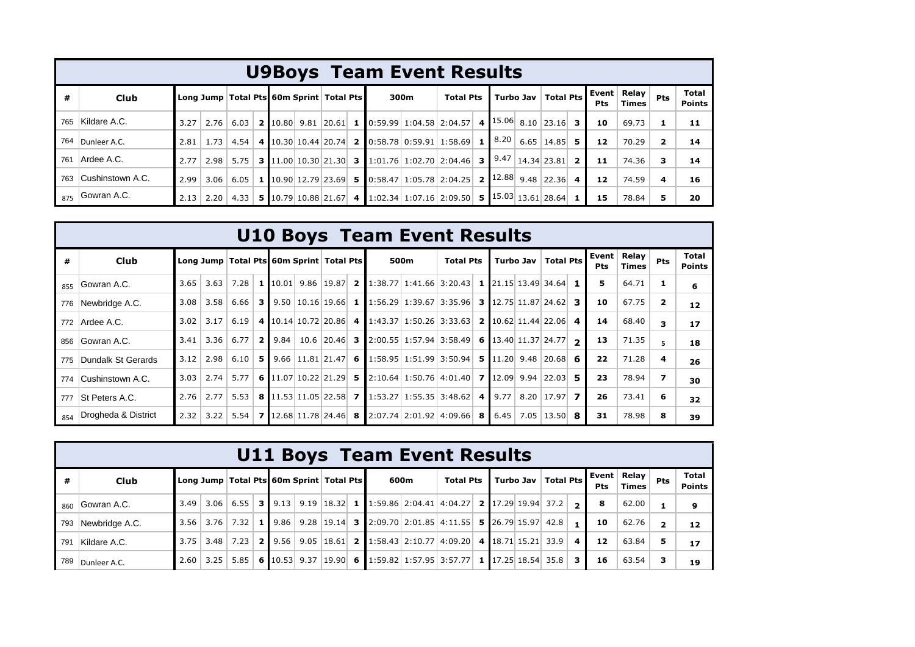## U9Boys Team Event Results

| # | Club | Long Jump | | Total Pts | | 60m Sprint | | Total Pts | | 300m | | Total Pts | | Turbo Jav | | Total Pts | | Event Pts | Relay Times | Pts | Total Points |
|---|---|---|---|---|---|---|---|---|---|---|---|---|---|---|---|---|---|---|---|---|---|
| 765 | Kildare A.C. | 3.27 | 2.76 | 6.03 | 2 | 10.80 | 9.81 | 20.61 | 1 | 0:59.99 | 1:04.58 | 2:04.57 | 4 | 15.06 | 8.10 | 23.16 | 3 | 10 | 69.73 | 1 | 11 |
| 764 | Dunleer A.C. | 2.81 | 1.73 | 4.54 | 4 | 10.30 | 10.44 | 20.74 | 2 | 0:58.78 | 0:59.91 | 1:58.69 | 1 | 8.20 | 6.65 | 14.85 | 5 | 12 | 70.29 | 2 | 14 |
| 761 | Ardee A.C. | 2.77 | 2.98 | 5.75 | 3 | 11.00 | 10.30 | 21.30 | 3 | 1:01.76 | 1:02.70 | 2:04.46 | 3 | 9.47 | 14.34 | 23.81 | 2 | 11 | 74.36 | 3 | 14 |
| 763 | Cushinstown A.C. | 2.99 | 3.06 | 6.05 | 1 | 10.90 | 12.79 | 23.69 | 5 | 0:58.47 | 1:05.78 | 2:04.25 | 2 | 12.88 | 9.48 | 22.36 | 4 | 12 | 74.59 | 4 | 16 |
| 875 | Gowran A.C. | 2.13 | 2.20 | 4.33 | 5 | 10.79 | 10.88 | 21.67 | 4 | 1:02.34 | 1:07.16 | 2:09.50 | 5 | 15.03 | 13.61 | 28.64 | 1 | 15 | 78.84 | 5 | 20 |

## U10 Boys Team Event Results

| # | Club | Long Jump | | Total Pts | | 60m Sprint | | Total Pts | | 500m | | Total Pts | | Turbo Jav | | Total Pts | | Event Pts | Relay Times | Pts | Total Points |
|---|---|---|---|---|---|---|---|---|---|---|---|---|---|---|---|---|---|---|---|---|---|
| 855 | Gowran A.C. | 3.65 | 3.63 | 7.28 | 1 | 10.01 | 9.86 | 19.87 | 2 | 1:38.77 | 1:41.66 | 3:20.43 | 1 | 21.15 | 13.49 | 34.64 | 1 | 5 | 64.71 | 1 | 6 |
| 776 | Newbridge A.C. | 3.08 | 3.58 | 6.66 | 3 | 9.50 | 10.16 | 19.66 | 1 | 1:56.29 | 1:39.67 | 3:35.96 | 3 | 12.75 | 11.87 | 24.62 | 3 | 10 | 67.75 | 2 | 12 |
| 772 | Ardee A.C. | 3.02 | 3.17 | 6.19 | 4 | 10.14 | 10.72 | 20.86 | 4 | 1:43.37 | 1:50.26 | 3:33.63 | 2 | 10.62 | 11.44 | 22.06 | 4 | 14 | 68.40 | 3 | 17 |
| 856 | Gowran A.C. | 3.41 | 3.36 | 6.77 | 2 | 9.84 | 10.6 | 20.46 | 3 | 2:00.55 | 1:57.94 | 3:58.49 | 6 | 13.40 | 11.37 | 24.77 | 2 | 13 | 71.35 | 5 | 18 |
| 775 | Dundalk St Gerards | 3.12 | 2.98 | 6.10 | 5 | 9.66 | 11.81 | 21.47 | 6 | 1:58.95 | 1:51.99 | 3:50.94 | 5 | 11.20 | 9.48 | 20.68 | 6 | 22 | 71.28 | 4 | 26 |
| 774 | Cushinstown A.C. | 3.03 | 2.74 | 5.77 | 6 | 11.07 | 10.22 | 21.29 | 5 | 2:10.64 | 1:50.76 | 4:01.40 | 7 | 12.09 | 9.94 | 22.03 | 5 | 23 | 78.94 | 7 | 30 |
| 777 | St Peters A.C. | 2.76 | 2.77 | 5.53 | 8 | 11.53 | 11.05 | 22.58 | 7 | 1:53.27 | 1:55.35 | 3:48.62 | 4 | 9.77 | 8.20 | 17.97 | 7 | 26 | 73.41 | 6 | 32 |
| 854 | Drogheda & District | 2.32 | 3.22 | 5.54 | 7 | 12.68 | 11.78 | 24.46 | 8 | 2:07.74 | 2:01.92 | 4:09.66 | 8 | 6.45 | 7.05 | 13.50 | 8 | 31 | 78.98 | 8 | 39 |

## U11 Boys Team Event Results

| # | Club | Long Jump | | Total Pts | | 60m Sprint | | Total Pts | | 600m | | Total Pts | | Turbo Jav | | Total Pts | | Event Pts | Relay Times | Pts | Total Points |
|---|---|---|---|---|---|---|---|---|---|---|---|---|---|---|---|---|---|---|---|---|---|
| 860 | Gowran A.C. | 3.49 | 3.06 | 6.55 | 3 | 9.13 | 9.19 | 18.32 | 1 | 1:59.86 | 2:04.41 | 4:04.27 | 2 | 17.29 | 19.94 | 37.2 | 2 | 8 | 62.00 | 1 | 9 |
| 793 | Newbridge A.C. | 3.56 | 3.76 | 7.32 | 1 | 9.86 | 9.28 | 19.14 | 3 | 2:09.70 | 2:01.85 | 4:11.55 | 5 | 26.79 | 15.97 | 42.8 | 1 | 10 | 62.76 | 2 | 12 |
| 791 | Kildare A.C. | 3.75 | 3.48 | 7.23 | 2 | 9.56 | 9.05 | 18.61 | 2 | 1:58.43 | 2:10.77 | 4:09.20 | 4 | 18.71 | 15.21 | 33.9 | 4 | 12 | 63.84 | 5 | 17 |
| 789 | Dunleer A.C. | 2.60 | 3.25 | 5.85 | 6 | 10.53 | 9.37 | 19.90 | 6 | 1:59.82 | 1:57.95 | 3:57.77 | 1 | 17.25 | 18.54 | 35.8 | 3 | 16 | 63.54 | 3 | 19 |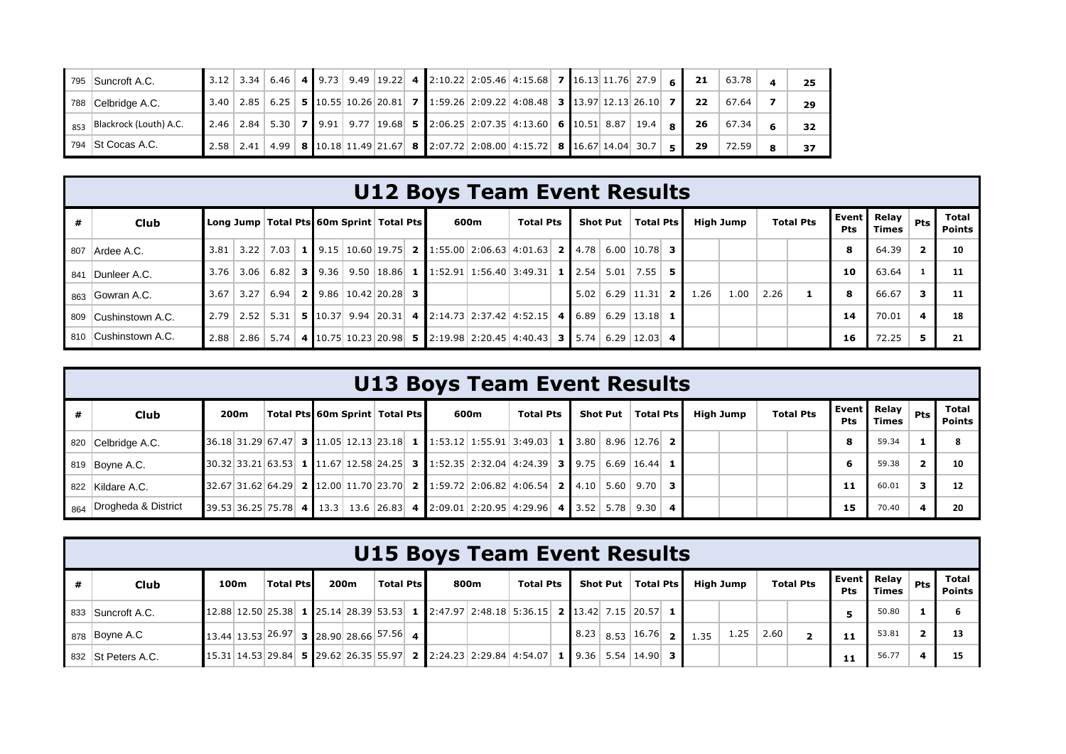| | | | | | | | | | | | | | | | | | | | | |
|---|---|---|---|---|---|---|---|---|---|---|---|---|---|---|---|---|---|---|---|---|
| 795 | Suncroft A.C. | 3.12 | 3.34 | 6.46 | 4 | 9.73 | 9.49 | 19.22 | 4 | 2:10.22 | 2:05.46 | 4:15.68 | 7 | 16.13 | 11.76 | 27.9 | 6 | 21 | 63.78 | 4 | 25 |
| 788 | Celbridge A.C. | 3.40 | 2.85 | 6.25 | 5 | 10.55 | 10.26 | 20.81 | 7 | 1:59.26 | 2:09.22 | 4:08.48 | 3 | 13.97 | 12.13 | 26.10 | 7 | 22 | 67.64 | 7 | 29 |
| 853 | Blackrock (Louth) A.C. | 2.46 | 2.84 | 5.30 | 7 | 9.91 | 9.77 | 19.68 | 5 | 2:06.25 | 2:07.35 | 4:13.60 | 6 | 10.51 | 8.87 | 19.4 | 8 | 26 | 67.34 | 6 | 32 |
| 794 | St Cocas A.C. | 2.58 | 2.41 | 4.99 | 8 | 10.18 | 11.49 | 21.67 | 8 | 2:07.72 | 2:08.00 | 4:15.72 | 8 | 16.67 | 14.04 | 30.7 | 5 | 29 | 72.59 | 8 | 37 |

## U12 Boys Team Event Results

| # | Club | Long Jump | | Total Pts | | 60m Sprint | | Total Pts | | 600m | | Total Pts | | Shot Put | | Total Pts | | High Jump | | Total Pts | | Event Pts | Relay Times | Pts | Total Points |
|---|---|---|---|---|---|---|---|---|---|---|---|---|---|---|---|---|---|---|---|---|---|---|---|---|---|
| 807 | Ardee A.C. | 3.81 | 3.22 | 7.03 | 1 | 9.15 | 10.60 | 19.75 | 2 | 1:55.00 | 2:06.63 | 4:01.63 | 2 | 4.78 | 6.00 | 10.78 | 3 | | | | | 8 | 64.39 | 2 | 10 |
| 841 | Dunleer A.C. | 3.76 | 3.06 | 6.82 | 3 | 9.36 | 9.50 | 18.86 | 1 | 1:52.91 | 1:56.40 | 3:49.31 | 1 | 2.54 | 5.01 | 7.55 | 5 | | | | | 10 | 63.64 | 1 | 11 |
| 863 | Gowran A.C. | 3.67 | 3.27 | 6.94 | 2 | 9.86 | 10.42 | 20.28 | 3 | | | | | 5.02 | 6.29 | 11.31 | 2 | 1.26 | 1.00 | 2.26 | 1 | 8 | 66.67 | 3 | 11 |
| 809 | Cushinstown A.C. | 2.79 | 2.52 | 5.31 | 5 | 10.37 | 9.94 | 20.31 | 4 | 2:14.73 | 2:37.42 | 4:52.15 | 4 | 6.89 | 6.29 | 13.18 | 1 | | | | | 14 | 70.01 | 4 | 18 |
| 810 | Cushinstown A.C. | 2.88 | 2.86 | 5.74 | 4 | 10.75 | 10.23 | 20.98 | 5 | 2:19.98 | 2:20.45 | 4:40.43 | 3 | 5.74 | 6.29 | 12.03 | 4 | | | | | 16 | 72.25 | 5 | 21 |

## U13 Boys Team Event Results

| # | Club | 200m | | Total Pts | | 60m Sprint | | Total Pts | | 600m | | Total Pts | | Shot Put | | Total Pts | | High Jump | | Total Pts | | Event Pts | Relay Times | Pts | Total Points |
|---|---|---|---|---|---|---|---|---|---|---|---|---|---|---|---|---|---|---|---|---|---|---|---|---|---|
| 820 | Celbridge A.C. | 36.18 | 31.29 | 67.47 | 3 | 11.05 | 12.13 | 23.18 | 1 | 1:53.12 | 1:55.91 | 3:49.03 | 1 | 3.80 | 8.96 | 12.76 | 2 | | | | | 8 | 59.34 | 1 | 8 |
| 819 | Boyne A.C. | 30.32 | 33.21 | 63.53 | 1 | 11.67 | 12.58 | 24.25 | 3 | 1:52.35 | 2:32.04 | 4:24.39 | 3 | 9.75 | 6.69 | 16.44 | 1 | | | | | 6 | 59.38 | 2 | 10 |
| 822 | Kildare A.C. | 32.67 | 31.62 | 64.29 | 2 | 12.00 | 11.70 | 23.70 | 2 | 1:59.72 | 2:06.82 | 4:06.54 | 2 | 4.10 | 5.60 | 9.70 | 3 | | | | | 11 | 60.01 | 3 | 12 |
| 864 | Drogheda & District | 39.53 | 36.25 | 75.78 | 4 | 13.3 | 13.6 | 26.83 | 4 | 2:09.01 | 2:20.95 | 4:29.96 | 4 | 3.52 | 5.78 | 9.30 | 4 | | | | | 15 | 70.40 | 4 | 20 |

## U15 Boys Team Event Results

| # | Club | 100m | | Total Pts | | 200m | | Total Pts | | 800m | | Total Pts | | Shot Put | | Total Pts | | High Jump | | Total Pts | | Event Pts | Relay Times | Pts | Total Points |
|---|---|---|---|---|---|---|---|---|---|---|---|---|---|---|---|---|---|---|---|---|---|---|---|---|---|
| 833 | Suncroft A.C. | 12.88 | 12.50 | 25.38 | 1 | 25.14 | 28.39 | 53.53 | 1 | 2:47.97 | 2:48.18 | 5:36.15 | 2 | 13.42 | 7.15 | 20.57 | 1 | | | | | 5 | 50.80 | 1 | 6 |
| 878 | Boyne A.C | 13.44 | 13.53 | 26.97 | 3 | 28.90 | 28.66 | 57.56 | 4 | | | | | 8.23 | 8.53 | 16.76 | 2 | 1.35 | 1.25 | 2.60 | 2 | 11 | 53.81 | 2 | 13 |
| 832 | St Peters A.C. | 15.31 | 14.53 | 29.84 | 5 | 29.62 | 26.35 | 55.97 | 2 | 2:24.23 | 2:29.84 | 4:54.07 | 1 | 9.36 | 5.54 | 14.90 | 3 | | | | | 11 | 56.77 | 4 | 15 |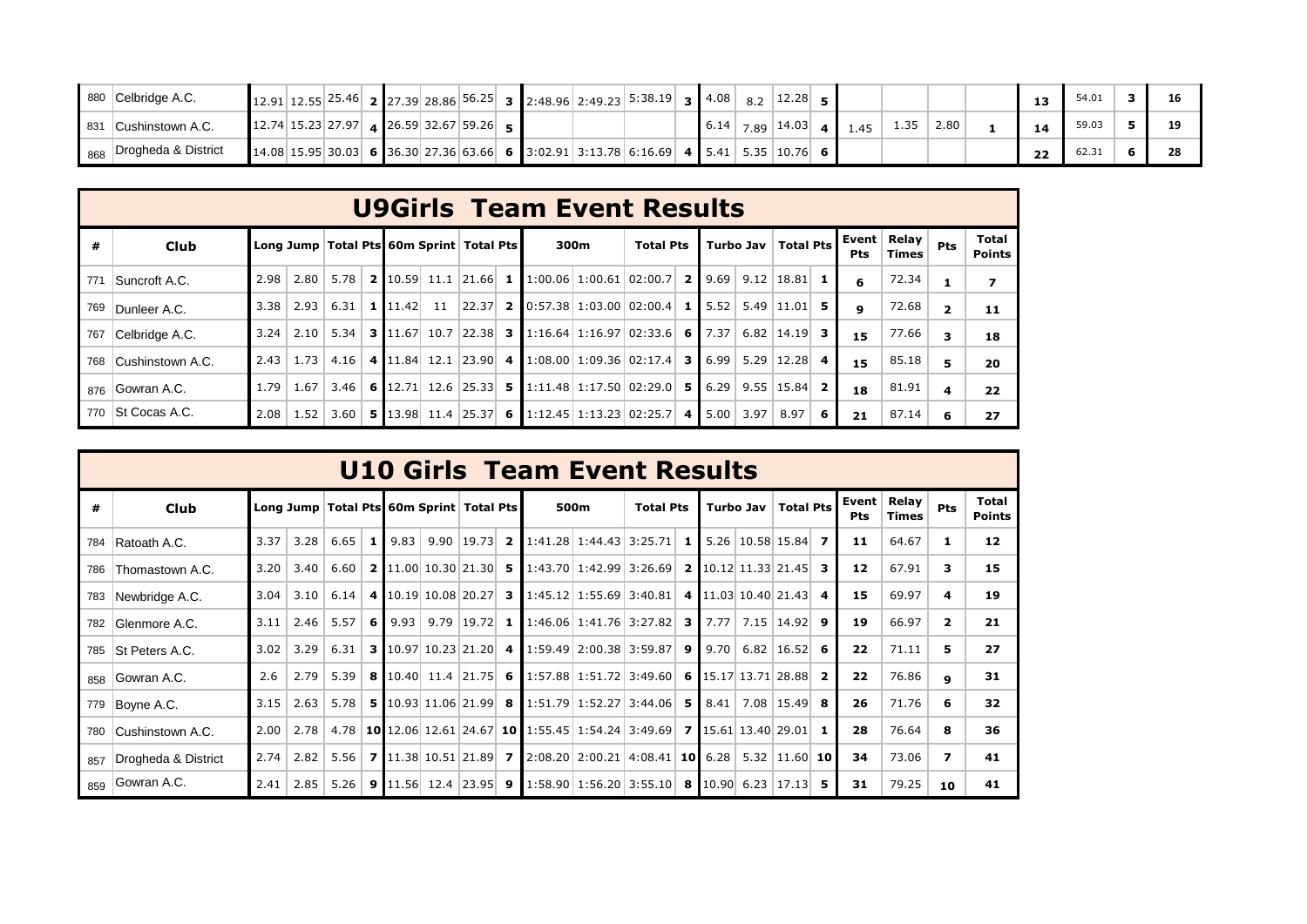| # | Club | | | | | | | | | | | | | | | | | | | | | | | | |
|---|---|---|---|---|---|---|---|---|---|---|---|---|---|---|---|---|---|---|---|---|---|---|---|---|---|
| 880 | Celbridge A.C. | 12.91 | 12.55 | 25.46 | 2 | 27.39 | 28.86 | 56.25 | 3 | 2:48.96 | 2:49.23 | 5:38.19 | 3 | 4.08 | 8.2 | 12.28 | 5 | | | | | 13 | 54.01 | 3 | 16 |
| 831 | Cushinstown A.C. | 12.74 | 15.23 | 27.97 | 4 | 26.59 | 32.67 | 59.26 | 5 | | | | | 6.14 | 7.89 | 14.03 | 4 | 1.45 | 1.35 | 2.80 | 1 | 14 | 59.03 | 5 | 19 |
| 868 | Drogheda & District | 14.08 | 15.95 | 30.03 | 6 | 36.30 | 27.36 | 63.66 | 6 | 3:02.91 | 3:13.78 | 6:16.69 | 4 | 5.41 | 5.35 | 10.76 | 6 | | | | | 22 | 62.31 | 6 | 28 |

## U9Girls Team Event Results

| # | Club | Long Jump | | Total Pts | | 60m Sprint | | Total Pts | | 300m | | Total Pts | | Turbo Jav | | Total Pts | | Event Pts | Relay Times | Pts | Total Points |
|---|---|---|---|---|---|---|---|---|---|---|---|---|---|---|---|---|---|---|---|---|---|
| 771 | Suncroft A.C. | 2.98 | 2.80 | 5.78 | 2 | 10.59 | 11.1 | 21.66 | 1 | 1:00.06 | 1:00.61 | 02:00.7 | 2 | 9.69 | 9.12 | 18.81 | 1 | 6 | 72.34 | 1 | 7 |
| 769 | Dunleer A.C. | 3.38 | 2.93 | 6.31 | 1 | 11.42 | 11 | 22.37 | 2 | 0:57.38 | 1:03.00 | 02:00.4 | 1 | 5.52 | 5.49 | 11.01 | 5 | 9 | 72.68 | 2 | 11 |
| 767 | Celbridge A.C. | 3.24 | 2.10 | 5.34 | 3 | 11.67 | 10.7 | 22.38 | 3 | 1:16.64 | 1:16.97 | 02:33.6 | 6 | 7.37 | 6.82 | 14.19 | 3 | 15 | 77.66 | 3 | 18 |
| 768 | Cushinstown A.C. | 2.43 | 1.73 | 4.16 | 4 | 11.84 | 12.1 | 23.90 | 4 | 1:08.00 | 1:09.36 | 02:17.4 | 3 | 6.99 | 5.29 | 12.28 | 4 | 15 | 85.18 | 5 | 20 |
| 876 | Gowran A.C. | 1.79 | 1.67 | 3.46 | 6 | 12.71 | 12.6 | 25.33 | 5 | 1:11.48 | 1:17.50 | 02:29.0 | 5 | 6.29 | 9.55 | 15.84 | 2 | 18 | 81.91 | 4 | 22 |
| 770 | St Cocas A.C. | 2.08 | 1.52 | 3.60 | 5 | 13.98 | 11.4 | 25.37 | 6 | 1:12.45 | 1:13.23 | 02:25.7 | 4 | 5.00 | 3.97 | 8.97 | 6 | 21 | 87.14 | 6 | 27 |

## U10 Girls Team Event Results

| # | Club | Long Jump | | Total Pts | | 60m Sprint | | Total Pts | | 500m | | Total Pts | | Turbo Jav | | Total Pts | | Event Pts | Relay Times | Pts | Total Points |
|---|---|---|---|---|---|---|---|---|---|---|---|---|---|---|---|---|---|---|---|---|---|
| 784 | Ratoath A.C. | 3.37 | 3.28 | 6.65 | 1 | 9.83 | 9.90 | 19.73 | 2 | 1:41.28 | 1:44.43 | 3:25.71 | 1 | 5.26 | 10.58 | 15.84 | 7 | 11 | 64.67 | 1 | 12 |
| 786 | Thomastown A.C. | 3.20 | 3.40 | 6.60 | 2 | 11.00 | 10.30 | 21.30 | 5 | 1:43.70 | 1:42.99 | 3:26.69 | 2 | 10.12 | 11.33 | 21.45 | 3 | 12 | 67.91 | 3 | 15 |
| 783 | Newbridge A.C. | 3.04 | 3.10 | 6.14 | 4 | 10.19 | 10.08 | 20.27 | 3 | 1:45.12 | 1:55.69 | 3:40.81 | 4 | 11.03 | 10.40 | 21.43 | 4 | 15 | 69.97 | 4 | 19 |
| 782 | Glenmore A.C. | 3.11 | 2.46 | 5.57 | 6 | 9.93 | 9.79 | 19.72 | 1 | 1:46.06 | 1:41.76 | 3:27.82 | 3 | 7.77 | 7.15 | 14.92 | 9 | 19 | 66.97 | 2 | 21 |
| 785 | St Peters A.C. | 3.02 | 3.29 | 6.31 | 3 | 10.97 | 10.23 | 21.20 | 4 | 1:59.49 | 2:00.38 | 3:59.87 | 9 | 9.70 | 6.82 | 16.52 | 6 | 22 | 71.11 | 5 | 27 |
| 858 | Gowran A.C. | 2.6 | 2.79 | 5.39 | 8 | 10.40 | 11.4 | 21.75 | 6 | 1:57.88 | 1:51.72 | 3:49.60 | 6 | 15.17 | 13.71 | 28.88 | 2 | 22 | 76.86 | 9 | 31 |
| 779 | Boyne A.C. | 3.15 | 2.63 | 5.78 | 5 | 10.93 | 11.06 | 21.99 | 8 | 1:51.79 | 1:52.27 | 3:44.06 | 5 | 8.41 | 7.08 | 15.49 | 8 | 26 | 71.76 | 6 | 32 |
| 780 | Cushinstown A.C. | 2.00 | 2.78 | 4.78 | 10 | 12.06 | 12.61 | 24.67 | 10 | 1:55.45 | 1:54.24 | 3:49.69 | 7 | 15.61 | 13.40 | 29.01 | 1 | 28 | 76.64 | 8 | 36 |
| 857 | Drogheda & District | 2.74 | 2.82 | 5.56 | 7 | 11.38 | 10.51 | 21.89 | 7 | 2:08.20 | 2:00.21 | 4:08.41 | 10 | 6.28 | 5.32 | 11.60 | 10 | 34 | 73.06 | 7 | 41 |
| 859 | Gowran A.C. | 2.41 | 2.85 | 5.26 | 9 | 11.56 | 12.4 | 23.95 | 9 | 1:58.90 | 1:56.20 | 3:55.10 | 8 | 10.90 | 6.23 | 17.13 | 5 | 31 | 79.25 | 10 | 41 |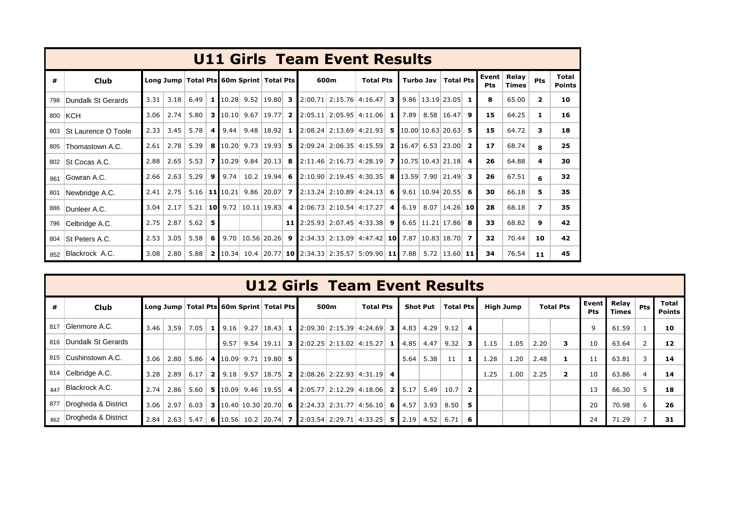## U11 Girls Team Event Results

| # | Club | Long Jump | | Total Pts | | 60m Sprint | | Total Pts | | 600m | | Total Pts | | Turbo Jav | | Total Pts | | Event Pts | Relay Times | Pts | Total Points |
|---|---|---|---|---|---|---|---|---|---|---|---|---|---|---|---|---|---|---|---|---|---|
| 798 | Dundalk St Gerards | 3.31 | 3.18 | 6.49 | **1** | 10.28 | 9.52 | 19.80 | **3** | 2:00.71 | 2:15.76 | 4:16.47 | **3** | 9.86 | 13.19 | 23.05 | **1** | **8** | 65.00 | **2** | **10** |
| 800 | KCH | 3.06 | 2.74 | 5.80 | **3** | 10.10 | 9.67 | 19.77 | **2** | 2:05.11 | 2:05.95 | 4:11.06 | **1** | 7.89 | 8.58 | 16.47 | **9** | **15** | 64.25 | **1** | **16** |
| 803 | St Laurence O Toole | 2.33 | 3.45 | 5.78 | **4** | 9.44 | 9.48 | 18.92 | **1** | 2:08.24 | 2:13.69 | 4:21.93 | **5** | 10.00 | 10.63 | 20.63 | **5** | **15** | 64.72 | **3** | **18** |
| 805 | Thomastown A.C. | 2.61 | 2.78 | 5.39 | **8** | 10.20 | 9.73 | 19.93 | **5** | 2:09.24 | 2:06.35 | 4:15.59 | **2** | 16.47 | 6.53 | 23.00 | **2** | **17** | 68.74 | **8** | **25** |
| 802 | St Cocas A.C. | 2.88 | 2.65 | 5.53 | **7** | 10.29 | 9.84 | 20.13 | **8** | 2:11.46 | 2:16.73 | 4:28.19 | **7** | 10.75 | 10.43 | 21.18 | **4** | **26** | 64.88 | **4** | **30** |
| 861 | Gowran A.C. | 2.66 | 2.63 | 5.29 | **9** | 9.74 | 10.2 | 19.94 | **6** | 2:10.90 | 2:19.45 | 4:30.35 | **8** | 13.59 | 7.90 | 21.49 | **3** | **26** | 67.51 | **6** | **32** |
| 801 | Newbridge A.C. | 2.41 | 2.75 | 5.16 | **11** | 10.21 | 9.86 | 20.07 | **7** | 2:13.24 | 2:10.89 | 4:24.13 | **6** | 9.61 | 10.94 | 20.55 | **6** | **30** | 66.18 | **5** | **35** |
| 886 | Dunleer A.C. | 3.04 | 2.17 | 5.21 | **10** | 9.72 | 10.11 | 19.83 | **4** | 2:06.73 | 2:10.54 | 4:17.27 | **4** | 6.19 | 8.07 | 14.26 | **10** | **28** | 68.18 | **7** | **35** |
| 796 | Celbridge A.C. | 2.75 | 2.87 | 5.62 | **5** | | | | **11** | 2:25.93 | 2:07.45 | 4:33.38 | **9** | 6.65 | 11.21 | 17.86 | **8** | **33** | 68.82 | **9** | **42** |
| 804 | St Peters A.C. | 2.53 | 3.05 | 5.58 | **6** | 9.70 | 10.56 | 20.26 | **9** | 2:34.33 | 2:13.09 | 4:47.42 | **10** | 7.87 | 10.83 | 18.70 | **7** | **32** | 70.44 | **10** | **42** |
| 852 | Blackrock A.C. | 3.08 | 2.80 | 5.88 | **2** | 10.34 | 10.4 | 20.77 | **10** | 2:34.33 | 2:35.57 | 5:09.90 | **11** | 7.88 | 5.72 | 13.60 | **11** | **34** | 76.54 | **11** | **45** |

## U12 Girls Team Event Results

| # | Club | Long Jump | | Total Pts | | 60m Sprint | | Total Pts | | 500m | | Total Pts | | Shot Put | | Total Pts | | High Jump | | Total Pts | | Event Pts | Relay Times | Pts | Total Points |
|---|---|---|---|---|---|---|---|---|---|---|---|---|---|---|---|---|---|---|---|---|---|---|---|---|---|
| 817 | Glenmore A.C. | 3.46 | 3.59 | 7.05 | **1** | 9.16 | 9.27 | 18.43 | **1** | 2:09.30 | 2:15.39 | 4:24.69 | **3** | 4.83 | 4.29 | 9.12 | **4** | | | | | 9 | 61.59 | 1 | **10** |
| 816 | Dundalk St Gerards | | | | | 9.57 | 9.54 | 19.11 | **3** | 2:02.25 | 2:13.02 | 4:15.27 | **1** | 4.85 | 4.47 | 9.32 | **3** | 1.15 | 1.05 | 2.20 | **3** | 10 | 63.64 | 2 | **12** |
| 815 | Cushinstown A.C. | 3.06 | 2.80 | 5.86 | **4** | 10.09 | 9.71 | 19.80 | **5** | | | | | 5.64 | 5.38 | 11 | **1** | 1.28 | 1.20 | 2.48 | **1** | 11 | 63.81 | 3 | **14** |
| 814 | Celbridge A.C. | 3.28 | 2.89 | 6.17 | **2** | 9.18 | 9.57 | 18.75 | **2** | 2:08.26 | 2:22.93 | 4:31.19 | **4** | | | | | 1.25 | 1.00 | 2.25 | **2** | 10 | 63.86 | 4 | **14** |
| 847 | Blackrock A.C. | 2.74 | 2.86 | 5.60 | **5** | 10.09 | 9.46 | 19.55 | **4** | 2:05.77 | 2:12.29 | 4:18.06 | **2** | 5.17 | 5.49 | 10.7 | **2** | | | | | 13 | 66.30 | 5 | **18** |
| 877 | Drogheda & District | 3.06 | 2.97 | 6.03 | **3** | 10.40 | 10.30 | 20.70 | **6** | 2:24.33 | 2:31.77 | 4:56.10 | **6** | 4.57 | 3.93 | 8.50 | **5** | | | | | 20 | 70.98 | 6 | **26** |
| 862 | Drogheda & District | 2.84 | 2.63 | 5.47 | **6** | 10.56 | 10.2 | 20.74 | **7** | 2:03.54 | 2:29.71 | 4:33.25 | **5** | 2.19 | 4.52 | 6.71 | **6** | | | | | 24 | 71.29 | 7 | **31** |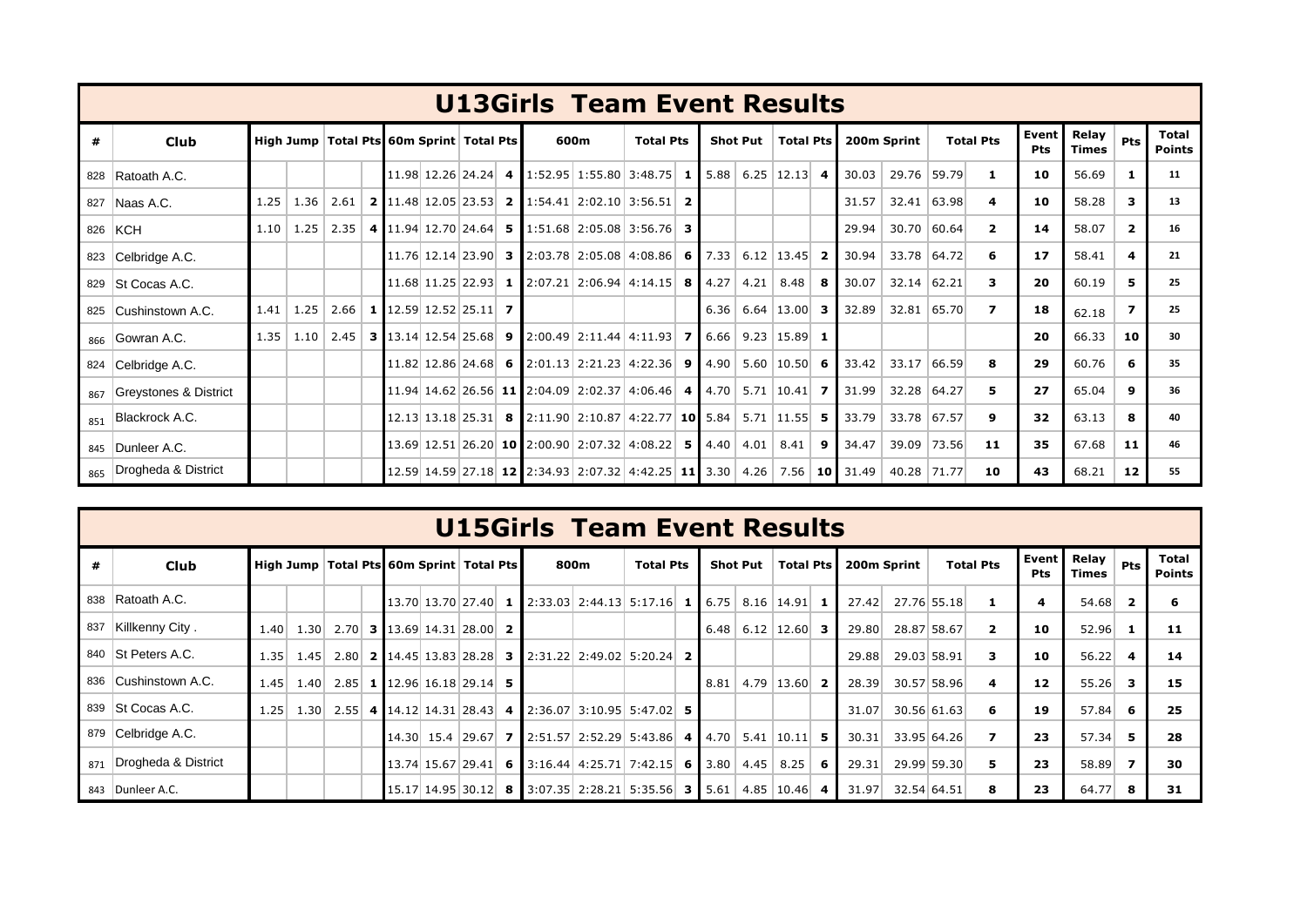# U13Girls Team Event Results

| # | Club | High Jump | | Total Pts | | 60m Sprint | | Total Pts | | 600m | | Total Pts | | Shot Put | | Total Pts | | 200m Sprint | | Total Pts | | Event Pts | Relay Times | Pts | Total Points |
|---|---|---|---|---|---|---|---|---|---|---|---|---|---|---|---|---|---|---|---|---|---|---|---|---|---|
| 828 | Ratoath A.C. | | | | | 11.98 | 12.26 | 24.24 | 4 | 1:52.95 | 1:55.80 | 3:48.75 | 1 | 5.88 | 6.25 | 12.13 | 4 | 30.03 | 29.76 | 59.79 | 1 | 10 | 56.69 | 1 | 11 |
| 827 | Naas A.C. | 1.25 | 1.36 | 2.61 | 2 | 11.48 | 12.05 | 23.53 | 2 | 1:54.41 | 2:02.10 | 3:56.51 | 2 | | | | | 31.57 | 32.41 | 63.98 | 4 | 10 | 58.28 | 3 | 13 |
| 826 | KCH | 1.10 | 1.25 | 2.35 | 4 | 11.94 | 12.70 | 24.64 | 5 | 1:51.68 | 2:05.08 | 3:56.76 | 3 | | | | | 29.94 | 30.70 | 60.64 | 2 | 14 | 58.07 | 2 | 16 |
| 823 | Celbridge A.C. | | | | | 11.76 | 12.14 | 23.90 | 3 | 2:03.78 | 2:05.08 | 4:08.86 | 6 | 7.33 | 6.12 | 13.45 | 2 | 30.94 | 33.78 | 64.72 | 6 | 17 | 58.41 | 4 | 21 |
| 829 | St Cocas A.C. | | | | | 11.68 | 11.25 | 22.93 | 1 | 2:07.21 | 2:06.94 | 4:14.15 | 8 | 4.27 | 4.21 | 8.48 | 8 | 30.07 | 32.14 | 62.21 | 3 | 20 | 60.19 | 5 | 25 |
| 825 | Cushinstown A.C. | 1.41 | 1.25 | 2.66 | 1 | 12.59 | 12.52 | 25.11 | 7 | | | | | 6.36 | 6.64 | 13.00 | 3 | 32.89 | 32.81 | 65.70 | 7 | 18 | 62.18 | 7 | 25 |
| 866 | Gowran A.C. | 1.35 | 1.10 | 2.45 | 3 | 13.14 | 12.54 | 25.68 | 9 | 2:00.49 | 2:11.44 | 4:11.93 | 7 | 6.66 | 9.23 | 15.89 | 1 | | | | | 20 | 66.33 | 10 | 30 |
| 824 | Celbridge A.C. | | | | | 11.82 | 12.86 | 24.68 | 6 | 2:01.13 | 2:21.23 | 4:22.36 | 9 | 4.90 | 5.60 | 10.50 | 6 | 33.42 | 33.17 | 66.59 | 8 | 29 | 60.76 | 6 | 35 |
| 867 | Greystones & District | | | | | 11.94 | 14.62 | 26.56 | 11 | 2:04.09 | 2:02.37 | 4:06.46 | 4 | 4.70 | 5.71 | 10.41 | 7 | 31.99 | 32.28 | 64.27 | 5 | 27 | 65.04 | 9 | 36 |
| 851 | Blackrock A.C. | | | | | 12.13 | 13.18 | 25.31 | 8 | 2:11.90 | 2:10.87 | 4:22.77 | 10 | 5.84 | 5.71 | 11.55 | 5 | 33.79 | 33.78 | 67.57 | 9 | 32 | 63.13 | 8 | 40 |
| 845 | Dunleer A.C. | | | | | 13.69 | 12.51 | 26.20 | 10 | 2:00.90 | 2:07.32 | 4:08.22 | 5 | 4.40 | 4.01 | 8.41 | 9 | 34.47 | 39.09 | 73.56 | 11 | 35 | 67.68 | 11 | 46 |
| 865 | Drogheda & District | | | | | 12.59 | 14.59 | 27.18 | 12 | 2:34.93 | 2:07.32 | 4:42.25 | 11 | 3.30 | 4.26 | 7.56 | 10 | 31.49 | 40.28 | 71.77 | 10 | 43 | 68.21 | 12 | 55 |

# U15Girls Team Event Results

| # | Club | High Jump | | Total Pts | | 60m Sprint | | Total Pts | | 800m | | Total Pts | | Shot Put | | Total Pts | | 200m Sprint | | Total Pts | | Event Pts | Relay Times | Pts | Total Points |
|---|---|---|---|---|---|---|---|---|---|---|---|---|---|---|---|---|---|---|---|---|---|---|---|---|---|
| 838 | Ratoath A.C. | | | | | 13.70 | 13.70 | 27.40 | 1 | 2:33.03 | 2:44.13 | 5:17.16 | 1 | 6.75 | 8.16 | 14.91 | 1 | 27.42 | 27.76 | 55.18 | 1 | 4 | 54.68 | 2 | 6 |
| 837 | Killkenny City . | 1.40 | 1.30 | 2.70 | 3 | 13.69 | 14.31 | 28.00 | 2 | | | | | 6.48 | 6.12 | 12.60 | 3 | 29.80 | 28.87 | 58.67 | 2 | 10 | 52.96 | 1 | 11 |
| 840 | St Peters A.C. | 1.35 | 1.45 | 2.80 | 2 | 14.45 | 13.83 | 28.28 | 3 | 2:31.22 | 2:49.02 | 5:20.24 | 2 | | | | | 29.88 | 29.03 | 58.91 | 3 | 10 | 56.22 | 4 | 14 |
| 836 | Cushinstown A.C. | 1.45 | 1.40 | 2.85 | 1 | 12.96 | 16.18 | 29.14 | 5 | | | | | 8.81 | 4.79 | 13.60 | 2 | 28.39 | 30.57 | 58.96 | 4 | 12 | 55.26 | 3 | 15 |
| 839 | St Cocas A.C. | 1.25 | 1.30 | 2.55 | 4 | 14.12 | 14.31 | 28.43 | 4 | 2:36.07 | 3:10.95 | 5:47.02 | 5 | | | | | 31.07 | 30.56 | 61.63 | 6 | 19 | 57.84 | 6 | 25 |
| 879 | Celbridge A.C. | | | | | 14.30 | 15.4 | 29.67 | 7 | 2:51.57 | 2:52.29 | 5:43.86 | 4 | 4.70 | 5.41 | 10.11 | 5 | 30.31 | 33.95 | 64.26 | 7 | 23 | 57.34 | 5 | 28 |
| 871 | Drogheda & District | | | | | 13.74 | 15.67 | 29.41 | 6 | 3:16.44 | 4:25.71 | 7:42.15 | 6 | 3.80 | 4.45 | 8.25 | 6 | 29.31 | 29.99 | 59.30 | 5 | 23 | 58.89 | 7 | 30 |
| 843 | Dunleer A.C. | | | | | 15.17 | 14.95 | 30.12 | 8 | 3:07.35 | 2:28.21 | 5:35.56 | 3 | 5.61 | 4.85 | 10.46 | 4 | 31.97 | 32.54 | 64.51 | 8 | 23 | 64.77 | 8 | 31 |